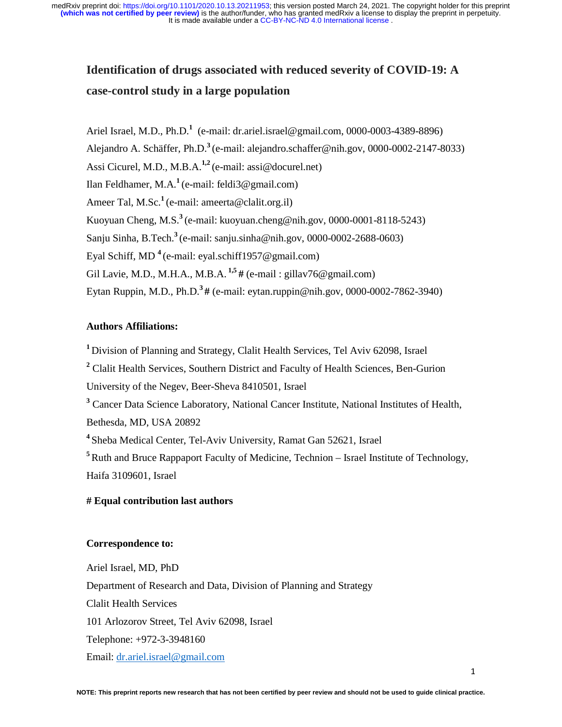# Identification of drugs associated with reduced severity of COVID-19: A case-control study in a large population

Ariel Israel, M.D., Ph.D.[1] (e-mail: dr.ariel.israel@gmail.com, 0000-0003-4389-8896)
Alejandro A. Schäffer, Ph.D.[3] (e-mail: alejandro.schaffer@nih.gov, 0000-0002-2147-8033)
Assi Cicurel, M.D., M.B.A.[1,2] (e-mail: assi@docurel.net)
Ilan Feldhamer, M.A.[1] (e-mail: feldi3@gmail.com)
Ameer Tal, M.Sc.[1] (e-mail: ameerta@clalit.org.il)
Kuoyuan Cheng, M.S.[3] (e-mail: kuoyuan.cheng@nih.gov, 0000-0001-8118-5243)
Sanju Sinha, B.Tech.[3] (e-mail: sanju.sinha@nih.gov, 0000-0002-2688-0603)
Eyal Schiff, MD [4] (e-mail: eyal.schiff1957@gmail.com)
Gil Lavie, M.D., M.H.A., M.B.A. [1,5] # (e-mail : gillav76@gmail.com)
Eytan Ruppin, M.D., Ph.D.[3] # (e-mail: eytan.ruppin@nih.gov, 0000-0002-7862-3940)

**Authors Affiliations:**

[1] Division of Planning and Strategy, Clalit Health Services, Tel Aviv 62098, Israel
[2] Clalit Health Services, Southern District and Faculty of Health Sciences, Ben-Gurion University of the Negev, Beer-Sheva 8410501, Israel
[3] Cancer Data Science Laboratory, National Cancer Institute, National Institutes of Health, Bethesda, MD, USA 20892
[4] Sheba Medical Center, Tel-Aviv University, Ramat Gan 52621, Israel
[5] Ruth and Bruce Rappaport Faculty of Medicine, Technion – Israel Institute of Technology, Haifa 3109601, Israel

**# Equal contribution last authors**

**Correspondence to:**

Ariel Israel, MD, PhD
Department of Research and Data, Division of Planning and Strategy
Clalit Health Services
101 Arlozorov Street, Tel Aviv 62098, Israel
Telephone: +972-3-3948160
Email: dr.ariel.israel@gmail.com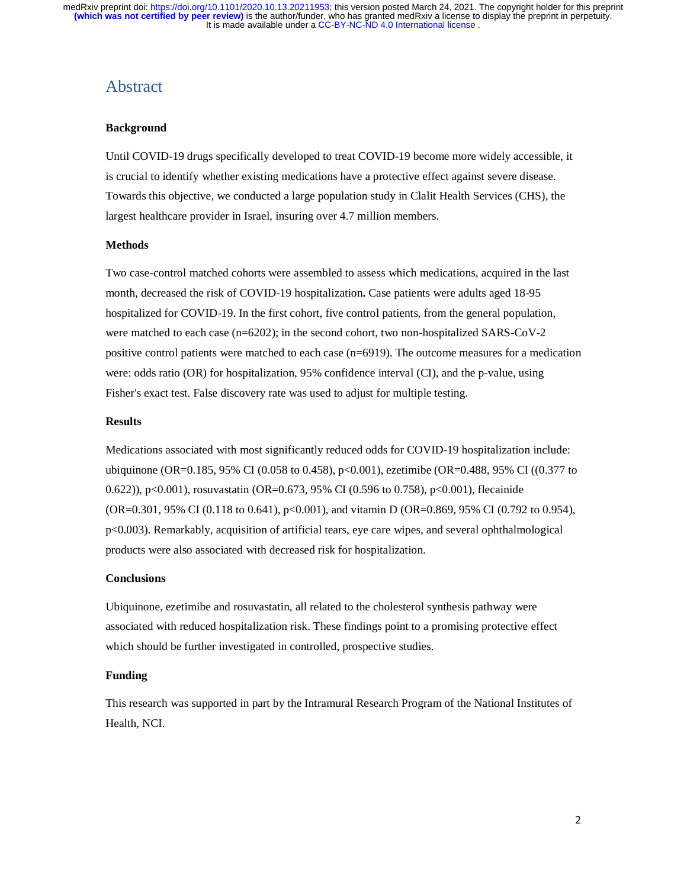# Abstract

### Background

Until COVID-19 drugs specifically developed to treat COVID-19 become more widely accessible, it is crucial to identify whether existing medications have a protective effect against severe disease. Towards this objective, we conducted a large population study in Clalit Health Services (CHS), the largest healthcare provider in Israel, insuring over 4.7 million members.

### Methods

Two case-control matched cohorts were assembled to assess which medications, acquired in the last month, decreased the risk of COVID-19 hospitalization**.** Case patients were adults aged 18-95 hospitalized for COVID-19. In the first cohort, five control patients, from the general population, were matched to each case (n=6202); in the second cohort, two non-hospitalized SARS-CoV-2 positive control patients were matched to each case (n=6919). The outcome measures for a medication were: odds ratio (OR) for hospitalization, 95% confidence interval (CI), and the p-value, using Fisher's exact test. False discovery rate was used to adjust for multiple testing.

### Results

Medications associated with most significantly reduced odds for COVID-19 hospitalization include: ubiquinone (OR=0.185, 95% CI (0.058 to 0.458), p<0.001), ezetimibe (OR=0.488, 95% CI ((0.377 to 0.622)), p<0.001), rosuvastatin (OR=0.673, 95% CI (0.596 to 0.758), p<0.001), flecainide (OR=0.301, 95% CI (0.118 to 0.641), p<0.001), and vitamin D (OR=0.869, 95% CI (0.792 to 0.954), p<0.003). Remarkably, acquisition of artificial tears, eye care wipes, and several ophthalmological products were also associated with decreased risk for hospitalization.

### Conclusions

Ubiquinone, ezetimibe and rosuvastatin, all related to the cholesterol synthesis pathway were associated with reduced hospitalization risk. These findings point to a promising protective effect which should be further investigated in controlled, prospective studies.

### Funding

This research was supported in part by the Intramural Research Program of the National Institutes of Health, NCI.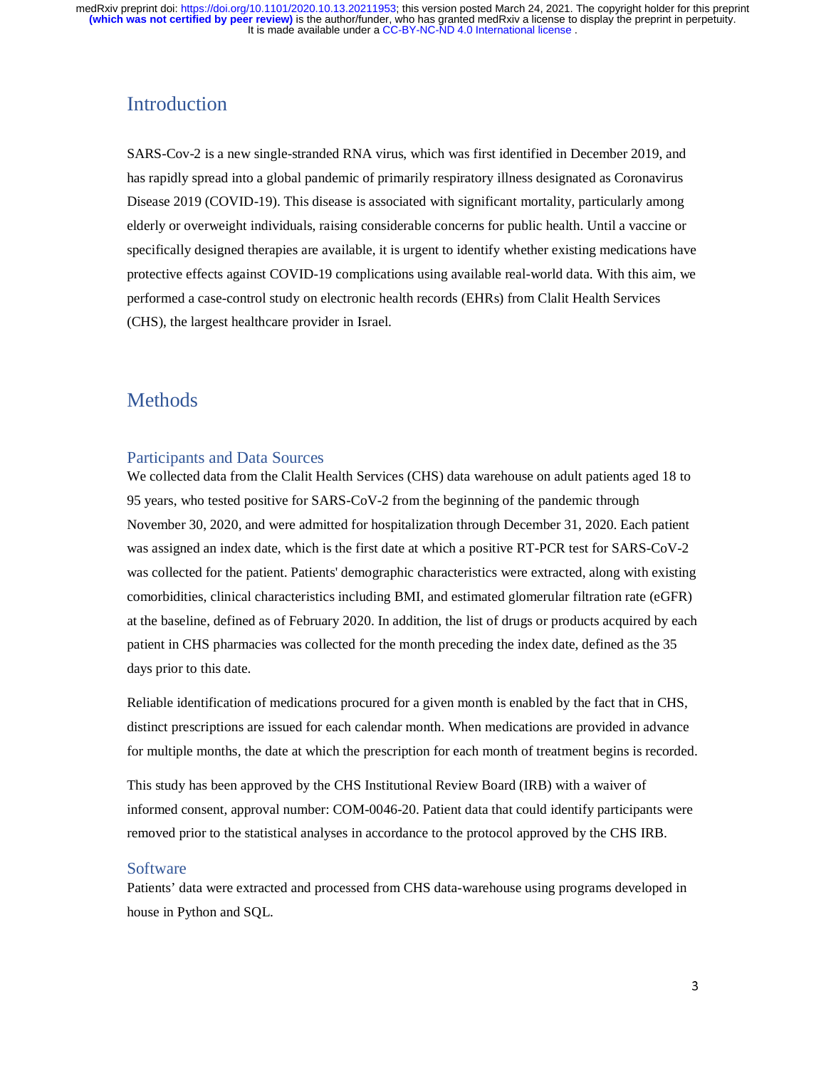# Introduction

SARS-Cov-2 is a new single-stranded RNA virus, which was first identified in December 2019, and has rapidly spread into a global pandemic of primarily respiratory illness designated as Coronavirus Disease 2019 (COVID-19). This disease is associated with significant mortality, particularly among elderly or overweight individuals, raising considerable concerns for public health. Until a vaccine or specifically designed therapies are available, it is urgent to identify whether existing medications have protective effects against COVID-19 complications using available real-world data. With this aim, we performed a case-control study on electronic health records (EHRs) from Clalit Health Services (CHS), the largest healthcare provider in Israel.

# Methods

## Participants and Data Sources

We collected data from the Clalit Health Services (CHS) data warehouse on adult patients aged 18 to 95 years, who tested positive for SARS-CoV-2 from the beginning of the pandemic through November 30, 2020, and were admitted for hospitalization through December 31, 2020. Each patient was assigned an index date, which is the first date at which a positive RT-PCR test for SARS-CoV-2 was collected for the patient. Patients' demographic characteristics were extracted, along with existing comorbidities, clinical characteristics including BMI, and estimated glomerular filtration rate (eGFR) at the baseline, defined as of February 2020. In addition, the list of drugs or products acquired by each patient in CHS pharmacies was collected for the month preceding the index date, defined as the 35 days prior to this date.

Reliable identification of medications procured for a given month is enabled by the fact that in CHS, distinct prescriptions are issued for each calendar month. When medications are provided in advance for multiple months, the date at which the prescription for each month of treatment begins is recorded.

This study has been approved by the CHS Institutional Review Board (IRB) with a waiver of informed consent, approval number: COM-0046-20. Patient data that could identify participants were removed prior to the statistical analyses in accordance to the protocol approved by the CHS IRB.

## Software

Patients' data were extracted and processed from CHS data-warehouse using programs developed in house in Python and SQL.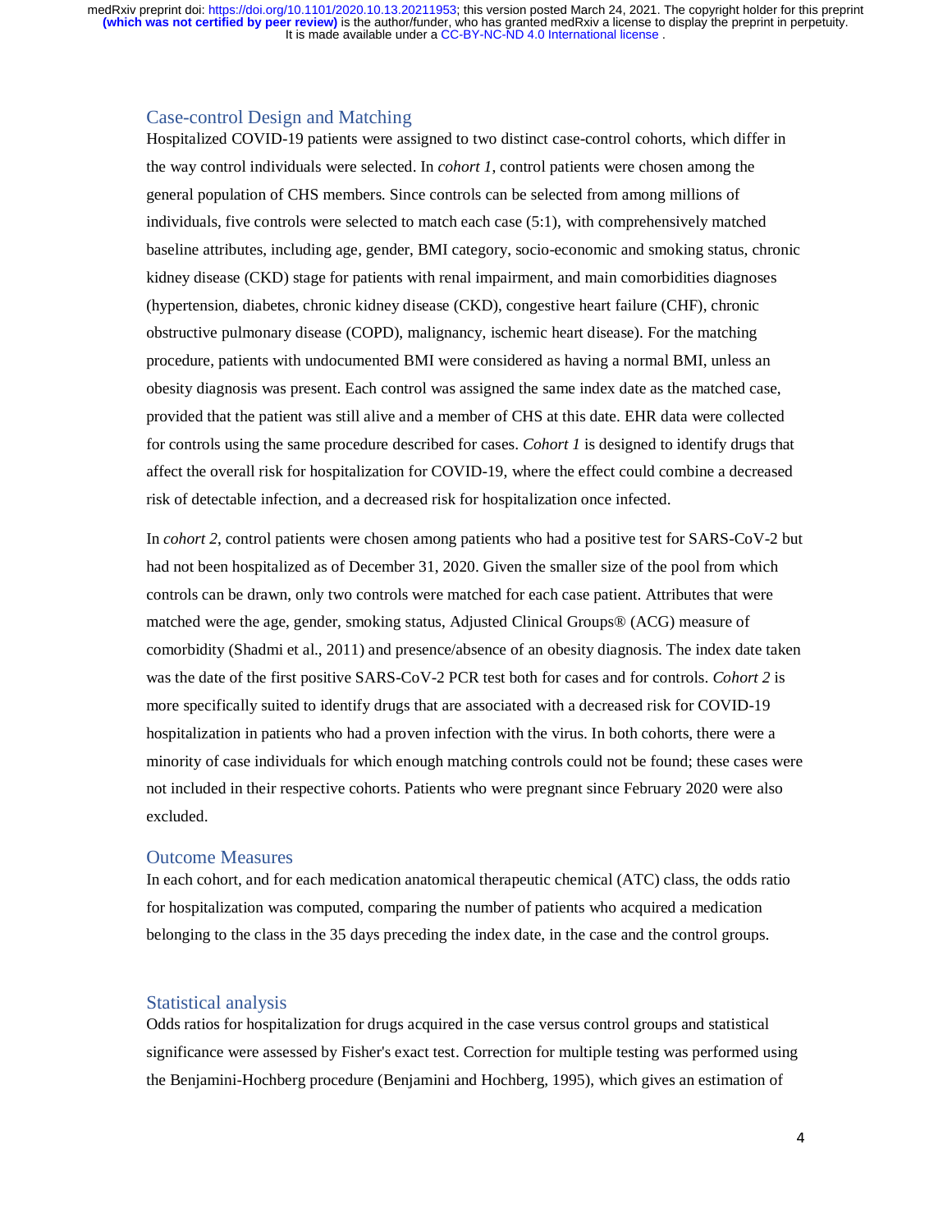## Case-control Design and Matching

Hospitalized COVID-19 patients were assigned to two distinct case-control cohorts, which differ in the way control individuals were selected. In *cohort 1*, control patients were chosen among the general population of CHS members. Since controls can be selected from among millions of individuals, five controls were selected to match each case (5:1), with comprehensively matched baseline attributes, including age, gender, BMI category, socio-economic and smoking status, chronic kidney disease (CKD) stage for patients with renal impairment, and main comorbidities diagnoses (hypertension, diabetes, chronic kidney disease (CKD), congestive heart failure (CHF), chronic obstructive pulmonary disease (COPD), malignancy, ischemic heart disease). For the matching procedure, patients with undocumented BMI were considered as having a normal BMI, unless an obesity diagnosis was present. Each control was assigned the same index date as the matched case, provided that the patient was still alive and a member of CHS at this date. EHR data were collected for controls using the same procedure described for cases. *Cohort 1* is designed to identify drugs that affect the overall risk for hospitalization for COVID-19, where the effect could combine a decreased risk of detectable infection, and a decreased risk for hospitalization once infected.

In *cohort 2*, control patients were chosen among patients who had a positive test for SARS-CoV-2 but had not been hospitalized as of December 31, 2020. Given the smaller size of the pool from which controls can be drawn, only two controls were matched for each case patient. Attributes that were matched were the age, gender, smoking status, Adjusted Clinical Groups® (ACG) measure of comorbidity (Shadmi et al., 2011) and presence/absence of an obesity diagnosis. The index date taken was the date of the first positive SARS-CoV-2 PCR test both for cases and for controls. *Cohort 2* is more specifically suited to identify drugs that are associated with a decreased risk for COVID-19 hospitalization in patients who had a proven infection with the virus. In both cohorts, there were a minority of case individuals for which enough matching controls could not be found; these cases were not included in their respective cohorts. Patients who were pregnant since February 2020 were also excluded.

## Outcome Measures

In each cohort, and for each medication anatomical therapeutic chemical (ATC) class, the odds ratio for hospitalization was computed, comparing the number of patients who acquired a medication belonging to the class in the 35 days preceding the index date, in the case and the control groups.

## Statistical analysis

Odds ratios for hospitalization for drugs acquired in the case versus control groups and statistical significance were assessed by Fisher's exact test. Correction for multiple testing was performed using the Benjamini-Hochberg procedure (Benjamini and Hochberg, 1995), which gives an estimation of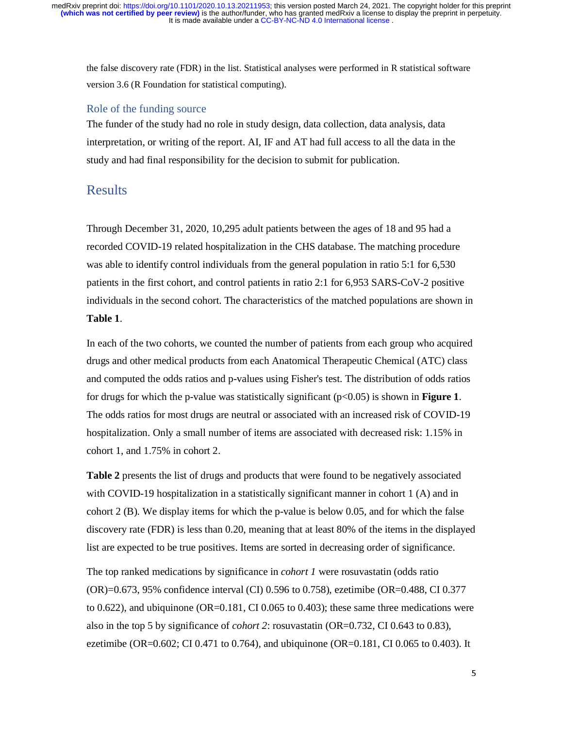the false discovery rate (FDR) in the list. Statistical analyses were performed in R statistical software version 3.6 (R Foundation for statistical computing).

### Role of the funding source

The funder of the study had no role in study design, data collection, data analysis, data interpretation, or writing of the report. AI, IF and AT had full access to all the data in the study and had final responsibility for the decision to submit for publication.

## Results

Through December 31, 2020, 10,295 adult patients between the ages of 18 and 95 had a recorded COVID-19 related hospitalization in the CHS database. The matching procedure was able to identify control individuals from the general population in ratio 5:1 for 6,530 patients in the first cohort, and control patients in ratio 2:1 for 6,953 SARS-CoV-2 positive individuals in the second cohort. The characteristics of the matched populations are shown in **Table 1**.

In each of the two cohorts, we counted the number of patients from each group who acquired drugs and other medical products from each Anatomical Therapeutic Chemical (ATC) class and computed the odds ratios and p-values using Fisher's test. The distribution of odds ratios for drugs for which the p-value was statistically significant ($p<0.05$) is shown in **Figure 1**. The odds ratios for most drugs are neutral or associated with an increased risk of COVID-19 hospitalization. Only a small number of items are associated with decreased risk: 1.15% in cohort 1, and 1.75% in cohort 2.

**Table 2** presents the list of drugs and products that were found to be negatively associated with COVID-19 hospitalization in a statistically significant manner in cohort 1 (A) and in cohort 2 (B). We display items for which the p-value is below 0.05, and for which the false discovery rate (FDR) is less than 0.20, meaning that at least 80% of the items in the displayed list are expected to be true positives. Items are sorted in decreasing order of significance.

The top ranked medications by significance in *cohort 1* were rosuvastatin (odds ratio (OR)=0.673, 95% confidence interval (CI) 0.596 to 0.758), ezetimibe (OR=0.488, CI 0.377 to 0.622), and ubiquinone (OR=0.181, CI 0.065 to 0.403); these same three medications were also in the top 5 by significance of *cohort 2*: rosuvastatin (OR=0.732, CI 0.643 to 0.83), ezetimibe (OR=0.602; CI 0.471 to 0.764), and ubiquinone (OR=0.181, CI 0.065 to 0.403). It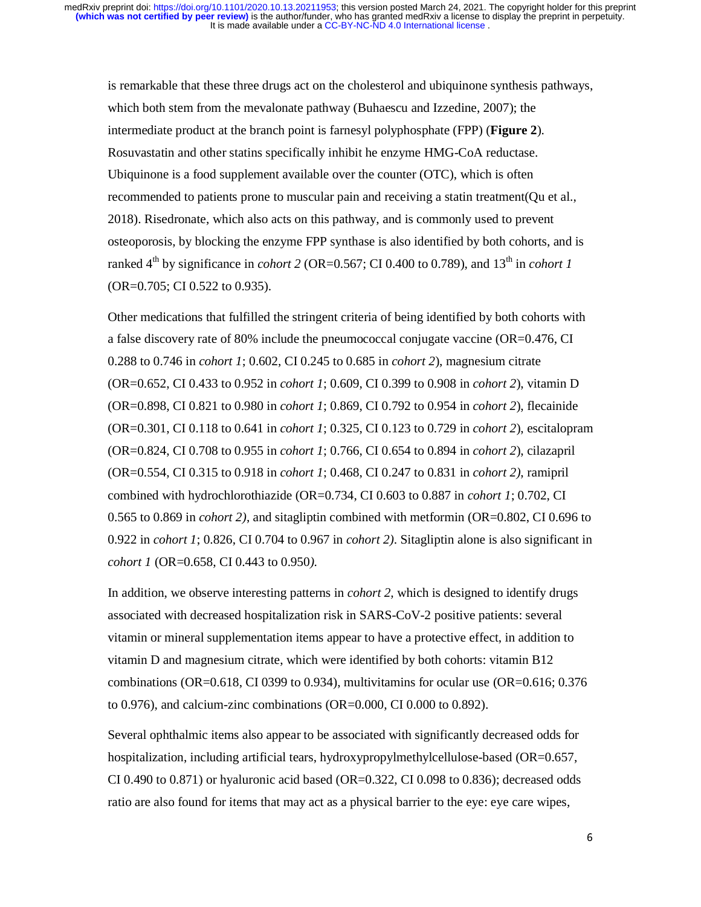is remarkable that these three drugs act on the cholesterol and ubiquinone synthesis pathways, which both stem from the mevalonate pathway (Buhaescu and Izzedine, 2007); the intermediate product at the branch point is farnesyl polyphosphate (FPP) (**Figure 2**). Rosuvastatin and other statins specifically inhibit he enzyme HMG-CoA reductase. Ubiquinone is a food supplement available over the counter (OTC), which is often recommended to patients prone to muscular pain and receiving a statin treatment(Qu et al., 2018). Risedronate, which also acts on this pathway, and is commonly used to prevent osteoporosis, by blocking the enzyme FPP synthase is also identified by both cohorts, and is ranked 4th by significance in *cohort 2* (OR=0.567; CI 0.400 to 0.789), and 13th in *cohort 1* (OR=0.705; CI 0.522 to 0.935).

Other medications that fulfilled the stringent criteria of being identified by both cohorts with a false discovery rate of 80% include the pneumococcal conjugate vaccine (OR=0.476, CI 0.288 to 0.746 in *cohort 1*; 0.602, CI 0.245 to 0.685 in *cohort 2*), magnesium citrate (OR=0.652, CI 0.433 to 0.952 in *cohort 1*; 0.609, CI 0.399 to 0.908 in *cohort 2*), vitamin D (OR=0.898, CI 0.821 to 0.980 in *cohort 1*; 0.869, CI 0.792 to 0.954 in *cohort 2*), flecainide (OR=0.301, CI 0.118 to 0.641 in *cohort 1*; 0.325, CI 0.123 to 0.729 in *cohort 2*), escitalopram (OR=0.824, CI 0.708 to 0.955 in *cohort 1*; 0.766, CI 0.654 to 0.894 in *cohort 2*), cilazapril (OR=0.554, CI 0.315 to 0.918 in *cohort 1*; 0.468, CI 0.247 to 0.831 in *cohort 2)*, ramipril combined with hydrochlorothiazide (OR=0.734, CI 0.603 to 0.887 in *cohort 1*; 0.702, CI 0.565 to 0.869 in *cohort 2)*, and sitagliptin combined with metformin (OR=0.802, CI 0.696 to 0.922 in *cohort 1*; 0.826, CI 0.704 to 0.967 in *cohort 2)*. Sitagliptin alone is also significant in *cohort 1* (OR=0.658, CI 0.443 to 0.950*)*.

In addition, we observe interesting patterns in *cohort 2,* which is designed to identify drugs associated with decreased hospitalization risk in SARS-CoV-2 positive patients: several vitamin or mineral supplementation items appear to have a protective effect, in addition to vitamin D and magnesium citrate, which were identified by both cohorts: vitamin B12 combinations (OR=0.618, CI 0399 to 0.934), multivitamins for ocular use (OR=0.616; 0.376 to 0.976), and calcium-zinc combinations (OR=0.000, CI 0.000 to 0.892).

Several ophthalmic items also appear to be associated with significantly decreased odds for hospitalization, including artificial tears, hydroxypropylmethylcellulose-based (OR=0.657, CI 0.490 to 0.871) or hyaluronic acid based (OR=0.322, CI 0.098 to 0.836); decreased odds ratio are also found for items that may act as a physical barrier to the eye: eye care wipes,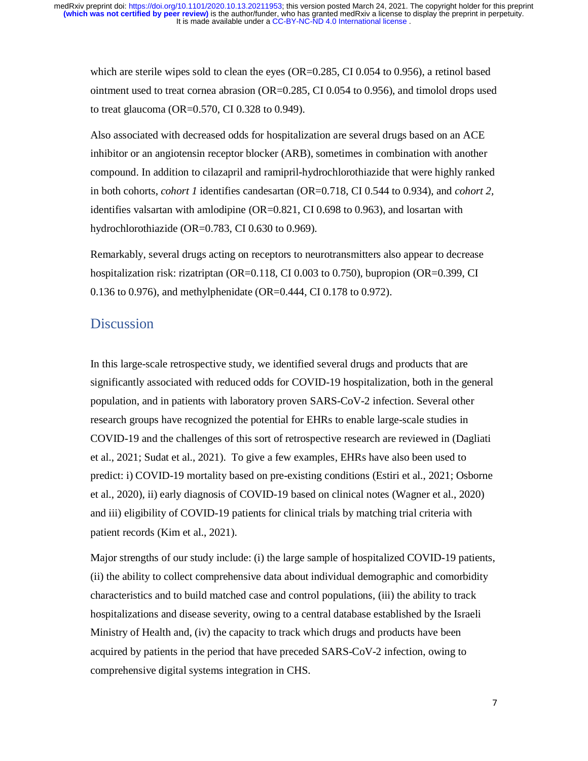which are sterile wipes sold to clean the eyes (OR=0.285, CI 0.054 to 0.956), a retinol based ointment used to treat cornea abrasion (OR=0.285, CI 0.054 to 0.956), and timolol drops used to treat glaucoma (OR=0.570, CI 0.328 to 0.949).

Also associated with decreased odds for hospitalization are several drugs based on an ACE inhibitor or an angiotensin receptor blocker (ARB), sometimes in combination with another compound. In addition to cilazapril and ramipril-hydrochlorothiazide that were highly ranked in both cohorts, *cohort 1* identifies candesartan (OR=0.718, CI 0.544 to 0.934), and *cohort 2*, identifies valsartan with amlodipine (OR=0.821, CI 0.698 to 0.963), and losartan with hydrochlorothiazide (OR=0.783, CI 0.630 to 0.969).

Remarkably, several drugs acting on receptors to neurotransmitters also appear to decrease hospitalization risk: rizatriptan (OR=0.118, CI 0.003 to 0.750), bupropion (OR=0.399, CI 0.136 to 0.976), and methylphenidate (OR=0.444, CI 0.178 to 0.972).

## Discussion

In this large-scale retrospective study, we identified several drugs and products that are significantly associated with reduced odds for COVID-19 hospitalization, both in the general population, and in patients with laboratory proven SARS-CoV-2 infection. Several other research groups have recognized the potential for EHRs to enable large-scale studies in COVID-19 and the challenges of this sort of retrospective research are reviewed in (Dagliati et al., 2021; Sudat et al., 2021). To give a few examples, EHRs have also been used to predict: i) COVID-19 mortality based on pre-existing conditions (Estiri et al., 2021; Osborne et al., 2020), ii) early diagnosis of COVID-19 based on clinical notes (Wagner et al., 2020) and iii) eligibility of COVID-19 patients for clinical trials by matching trial criteria with patient records (Kim et al., 2021).

Major strengths of our study include: (i) the large sample of hospitalized COVID-19 patients, (ii) the ability to collect comprehensive data about individual demographic and comorbidity characteristics and to build matched case and control populations, (iii) the ability to track hospitalizations and disease severity, owing to a central database established by the Israeli Ministry of Health and, (iv) the capacity to track which drugs and products have been acquired by patients in the period that have preceded SARS-CoV-2 infection, owing to comprehensive digital systems integration in CHS.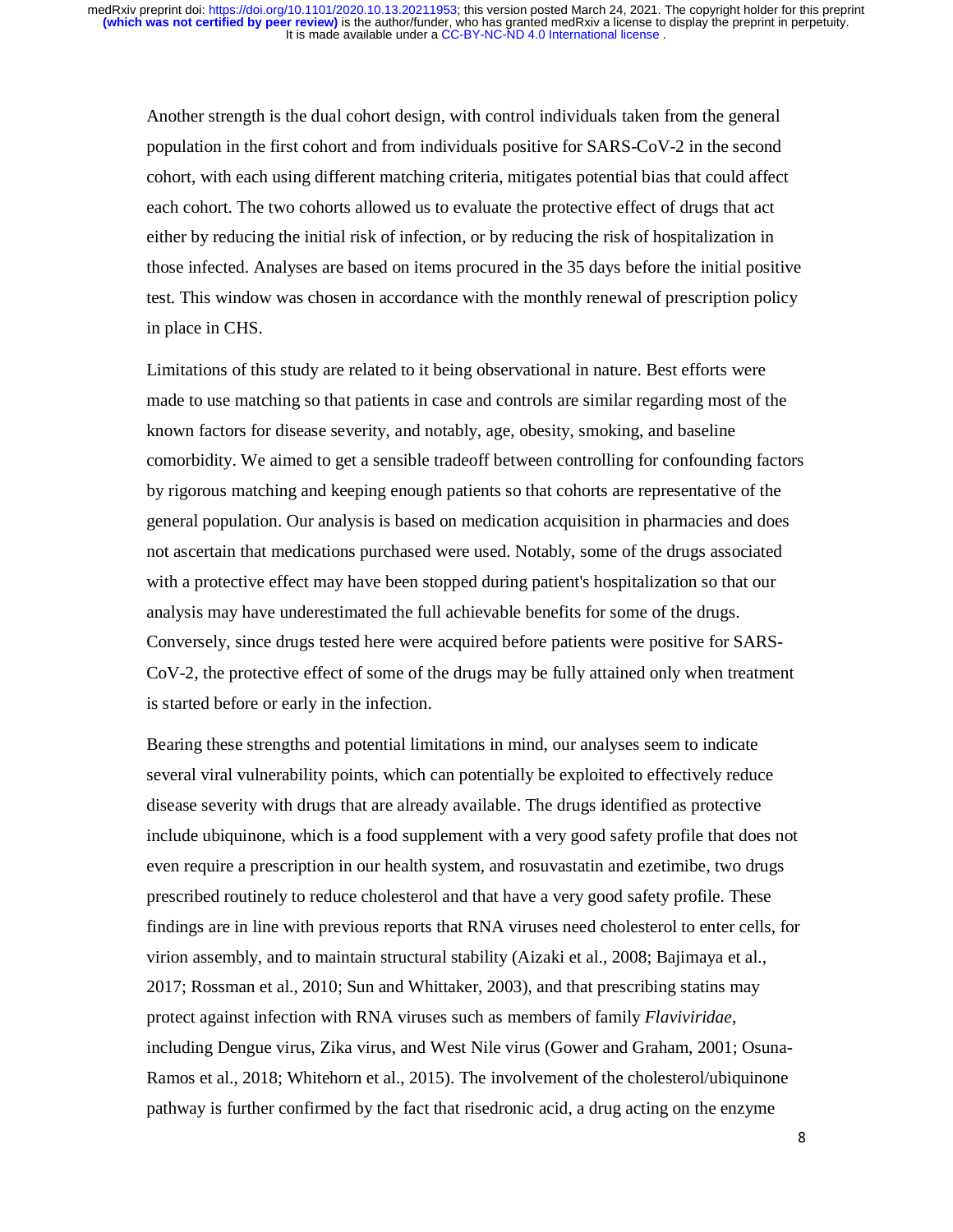Another strength is the dual cohort design, with control individuals taken from the general population in the first cohort and from individuals positive for SARS-CoV-2 in the second cohort, with each using different matching criteria, mitigates potential bias that could affect each cohort. The two cohorts allowed us to evaluate the protective effect of drugs that act either by reducing the initial risk of infection, or by reducing the risk of hospitalization in those infected. Analyses are based on items procured in the 35 days before the initial positive test. This window was chosen in accordance with the monthly renewal of prescription policy in place in CHS.

Limitations of this study are related to it being observational in nature. Best efforts were made to use matching so that patients in case and controls are similar regarding most of the known factors for disease severity, and notably, age, obesity, smoking, and baseline comorbidity. We aimed to get a sensible tradeoff between controlling for confounding factors by rigorous matching and keeping enough patients so that cohorts are representative of the general population. Our analysis is based on medication acquisition in pharmacies and does not ascertain that medications purchased were used. Notably, some of the drugs associated with a protective effect may have been stopped during patient's hospitalization so that our analysis may have underestimated the full achievable benefits for some of the drugs. Conversely, since drugs tested here were acquired before patients were positive for SARS-CoV-2, the protective effect of some of the drugs may be fully attained only when treatment is started before or early in the infection.

Bearing these strengths and potential limitations in mind, our analyses seem to indicate several viral vulnerability points, which can potentially be exploited to effectively reduce disease severity with drugs that are already available. The drugs identified as protective include ubiquinone, which is a food supplement with a very good safety profile that does not even require a prescription in our health system, and rosuvastatin and ezetimibe, two drugs prescribed routinely to reduce cholesterol and that have a very good safety profile. These findings are in line with previous reports that RNA viruses need cholesterol to enter cells, for virion assembly, and to maintain structural stability (Aizaki et al., 2008; Bajimaya et al., 2017; Rossman et al., 2010; Sun and Whittaker, 2003), and that prescribing statins may protect against infection with RNA viruses such as members of family *Flaviviridae*, including Dengue virus, Zika virus, and West Nile virus (Gower and Graham, 2001; Osuna-Ramos et al., 2018; Whitehorn et al., 2015). The involvement of the cholesterol/ubiquinone pathway is further confirmed by the fact that risedronic acid, a drug acting on the enzyme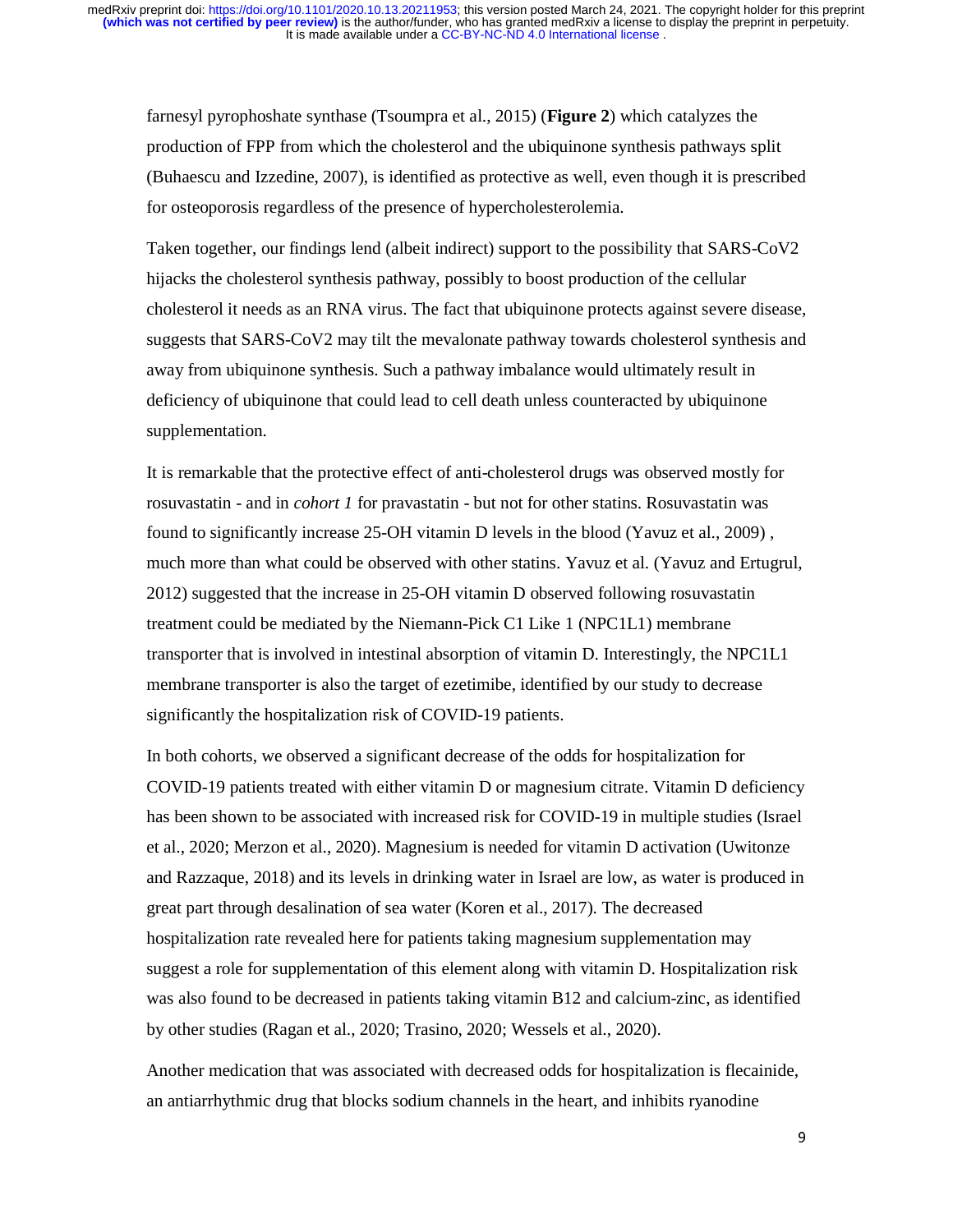farnesyl pyrophoshate synthase (Tsoumpra et al., 2015) (**Figure 2**) which catalyzes the production of FPP from which the cholesterol and the ubiquinone synthesis pathways split (Buhaescu and Izzedine, 2007), is identified as protective as well, even though it is prescribed for osteoporosis regardless of the presence of hypercholesterolemia.

Taken together, our findings lend (albeit indirect) support to the possibility that SARS-CoV2 hijacks the cholesterol synthesis pathway, possibly to boost production of the cellular cholesterol it needs as an RNA virus. The fact that ubiquinone protects against severe disease, suggests that SARS-CoV2 may tilt the mevalonate pathway towards cholesterol synthesis and away from ubiquinone synthesis. Such a pathway imbalance would ultimately result in deficiency of ubiquinone that could lead to cell death unless counteracted by ubiquinone supplementation.

It is remarkable that the protective effect of anti-cholesterol drugs was observed mostly for rosuvastatin - and in *cohort 1* for pravastatin - but not for other statins. Rosuvastatin was found to significantly increase 25-OH vitamin D levels in the blood (Yavuz et al., 2009) , much more than what could be observed with other statins. Yavuz et al. (Yavuz and Ertugrul, 2012) suggested that the increase in 25-OH vitamin D observed following rosuvastatin treatment could be mediated by the Niemann-Pick C1 Like 1 (NPC1L1) membrane transporter that is involved in intestinal absorption of vitamin D. Interestingly, the NPC1L1 membrane transporter is also the target of ezetimibe, identified by our study to decrease significantly the hospitalization risk of COVID-19 patients.

In both cohorts, we observed a significant decrease of the odds for hospitalization for COVID-19 patients treated with either vitamin D or magnesium citrate. Vitamin D deficiency has been shown to be associated with increased risk for COVID-19 in multiple studies (Israel et al., 2020; Merzon et al., 2020). Magnesium is needed for vitamin D activation (Uwitonze and Razzaque, 2018) and its levels in drinking water in Israel are low, as water is produced in great part through desalination of sea water (Koren et al., 2017). The decreased hospitalization rate revealed here for patients taking magnesium supplementation may suggest a role for supplementation of this element along with vitamin D. Hospitalization risk was also found to be decreased in patients taking vitamin B12 and calcium-zinc, as identified by other studies (Ragan et al., 2020; Trasino, 2020; Wessels et al., 2020).

Another medication that was associated with decreased odds for hospitalization is flecainide, an antiarrhythmic drug that blocks sodium channels in the heart, and inhibits ryanodine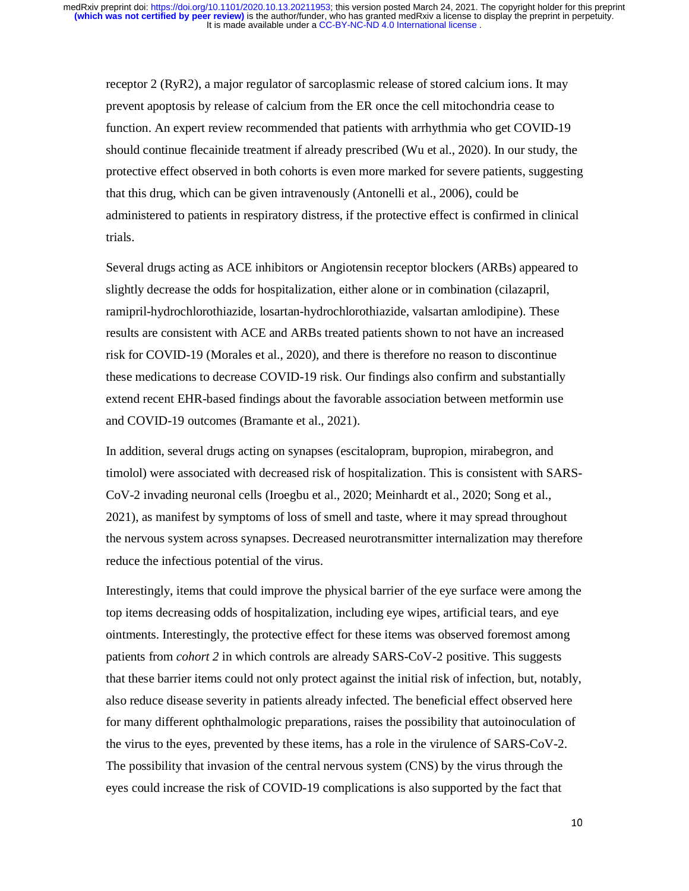receptor 2 (RyR2), a major regulator of sarcoplasmic release of stored calcium ions. It may prevent apoptosis by release of calcium from the ER once the cell mitochondria cease to function. An expert review recommended that patients with arrhythmia who get COVID-19 should continue flecainide treatment if already prescribed (Wu et al., 2020). In our study, the protective effect observed in both cohorts is even more marked for severe patients, suggesting that this drug, which can be given intravenously (Antonelli et al., 2006), could be administered to patients in respiratory distress, if the protective effect is confirmed in clinical trials.

Several drugs acting as ACE inhibitors or Angiotensin receptor blockers (ARBs) appeared to slightly decrease the odds for hospitalization, either alone or in combination (cilazapril, ramipril-hydrochlorothiazide, losartan-hydrochlorothiazide, valsartan amlodipine). These results are consistent with ACE and ARBs treated patients shown to not have an increased risk for COVID-19 (Morales et al., 2020), and there is therefore no reason to discontinue these medications to decrease COVID-19 risk. Our findings also confirm and substantially extend recent EHR-based findings about the favorable association between metformin use and COVID-19 outcomes (Bramante et al., 2021).

In addition, several drugs acting on synapses (escitalopram, bupropion, mirabegron, and timolol) were associated with decreased risk of hospitalization. This is consistent with SARS-CoV-2 invading neuronal cells (Iroegbu et al., 2020; Meinhardt et al., 2020; Song et al., 2021), as manifest by symptoms of loss of smell and taste, where it may spread throughout the nervous system across synapses. Decreased neurotransmitter internalization may therefore reduce the infectious potential of the virus.

Interestingly, items that could improve the physical barrier of the eye surface were among the top items decreasing odds of hospitalization, including eye wipes, artificial tears, and eye ointments. Interestingly, the protective effect for these items was observed foremost among patients from *cohort 2* in which controls are already SARS-CoV-2 positive. This suggests that these barrier items could not only protect against the initial risk of infection, but, notably, also reduce disease severity in patients already infected. The beneficial effect observed here for many different ophthalmologic preparations, raises the possibility that autoinoculation of the virus to the eyes, prevented by these items, has a role in the virulence of SARS-CoV-2. The possibility that invasion of the central nervous system (CNS) by the virus through the eyes could increase the risk of COVID-19 complications is also supported by the fact that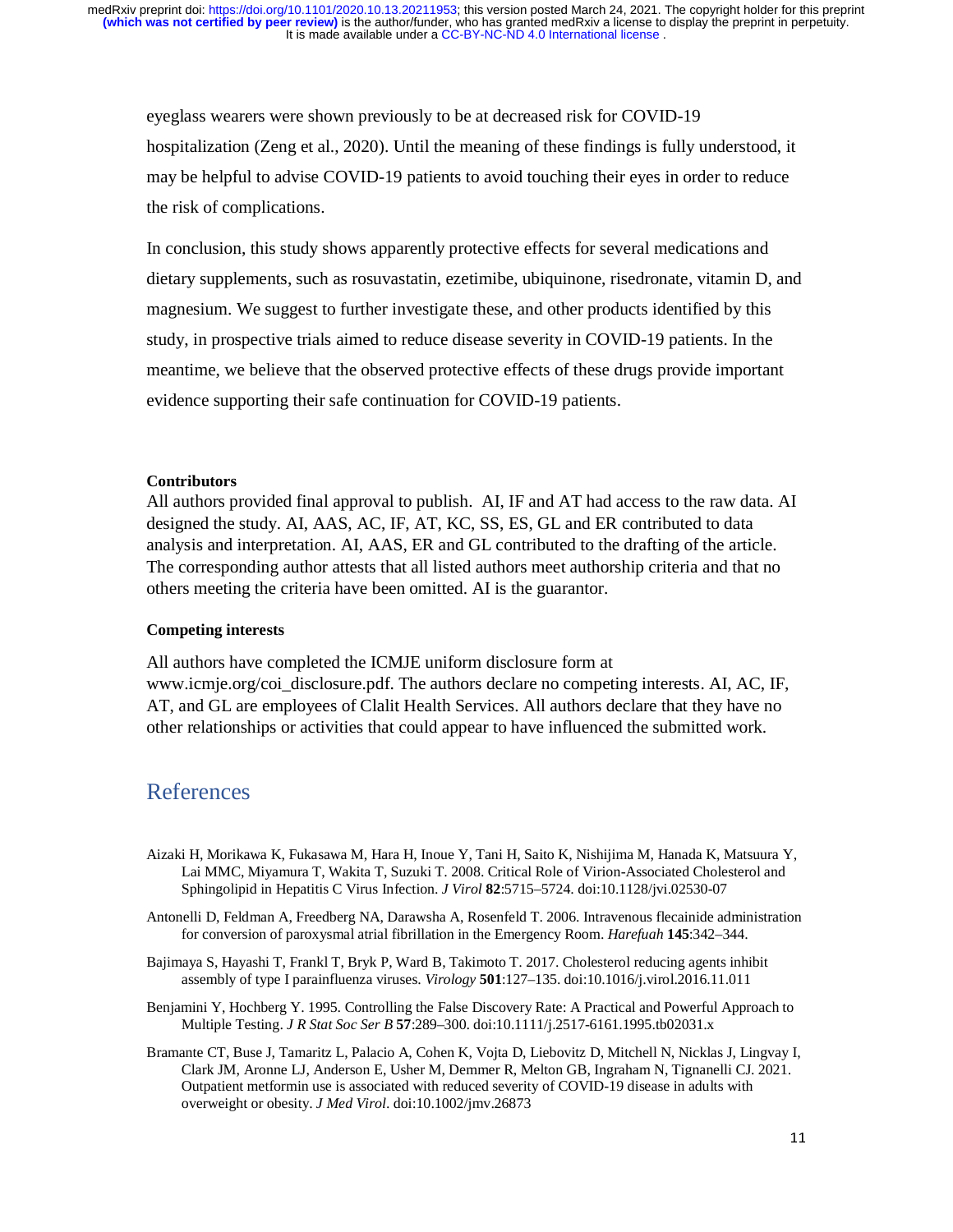eyeglass wearers were shown previously to be at decreased risk for COVID-19 hospitalization (Zeng et al., 2020). Until the meaning of these findings is fully understood, it may be helpful to advise COVID-19 patients to avoid touching their eyes in order to reduce the risk of complications.

In conclusion, this study shows apparently protective effects for several medications and dietary supplements, such as rosuvastatin, ezetimibe, ubiquinone, risedronate, vitamin D, and magnesium. We suggest to further investigate these, and other products identified by this study, in prospective trials aimed to reduce disease severity in COVID-19 patients. In the meantime, we believe that the observed protective effects of these drugs provide important evidence supporting their safe continuation for COVID-19 patients.

**Contributors**

All authors provided final approval to publish. AI, IF and AT had access to the raw data. AI designed the study. AI, AAS, AC, IF, AT, KC, SS, ES, GL and ER contributed to data analysis and interpretation. AI, AAS, ER and GL contributed to the drafting of the article. The corresponding author attests that all listed authors meet authorship criteria and that no others meeting the criteria have been omitted. AI is the guarantor.

**Competing interests**

All authors have completed the ICMJE uniform disclosure form at www.icmje.org/coi_disclosure.pdf. The authors declare no competing interests. AI, AC, IF, AT, and GL are employees of Clalit Health Services. All authors declare that they have no other relationships or activities that could appear to have influenced the submitted work.

# References

Aizaki H, Morikawa K, Fukasawa M, Hara H, Inoue Y, Tani H, Saito K, Nishijima M, Hanada K, Matsuura Y, Lai MMC, Miyamura T, Wakita T, Suzuki T. 2008. Critical Role of Virion-Associated Cholesterol and Sphingolipid in Hepatitis C Virus Infection. *J Virol* **82**:5715–5724. doi:10.1128/jvi.02530-07

Antonelli D, Feldman A, Freedberg NA, Darawsha A, Rosenfeld T. 2006. Intravenous flecainide administration for conversion of paroxysmal atrial fibrillation in the Emergency Room. *Harefuah* **145**:342–344.

Bajimaya S, Hayashi T, Frankl T, Bryk P, Ward B, Takimoto T. 2017. Cholesterol reducing agents inhibit assembly of type I parainfluenza viruses. *Virology* **501**:127–135. doi:10.1016/j.virol.2016.11.011

Benjamini Y, Hochberg Y. 1995. Controlling the False Discovery Rate: A Practical and Powerful Approach to Multiple Testing. *J R Stat Soc Ser B* **57**:289–300. doi:10.1111/j.2517-6161.1995.tb02031.x

Bramante CT, Buse J, Tamaritz L, Palacio A, Cohen K, Vojta D, Liebovitz D, Mitchell N, Nicklas J, Lingvay I, Clark JM, Aronne LJ, Anderson E, Usher M, Demmer R, Melton GB, Ingraham N, Tignanelli CJ. 2021. Outpatient metformin use is associated with reduced severity of COVID-19 disease in adults with overweight or obesity. *J Med Virol*. doi:10.1002/jmv.26873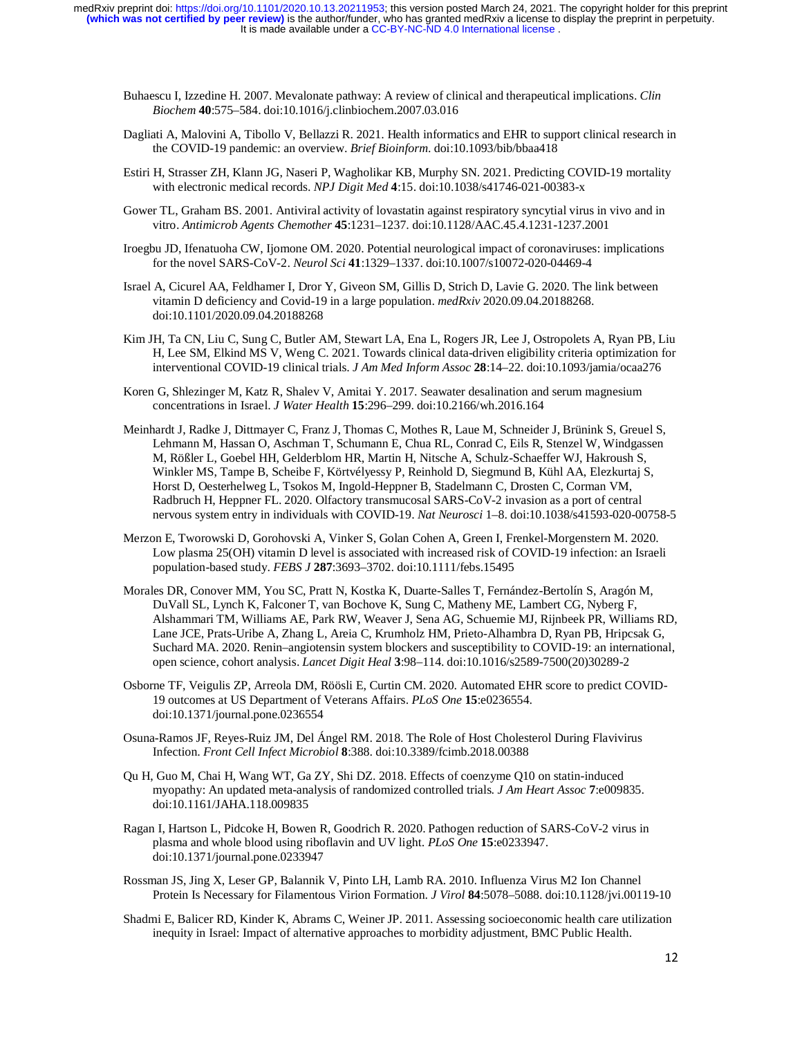Buhaescu I, Izzedine H. 2007. Mevalonate pathway: A review of clinical and therapeutical implications. *Clin Biochem* **40**:575–584. doi:10.1016/j.clinbiochem.2007.03.016

Dagliati A, Malovini A, Tibollo V, Bellazzi R. 2021. Health informatics and EHR to support clinical research in the COVID-19 pandemic: an overview. *Brief Bioinform*. doi:10.1093/bib/bbaa418

Estiri H, Strasser ZH, Klann JG, Naseri P, Wagholikar KB, Murphy SN. 2021. Predicting COVID-19 mortality with electronic medical records. *NPJ Digit Med* **4**:15. doi:10.1038/s41746-021-00383-x

Gower TL, Graham BS. 2001. Antiviral activity of lovastatin against respiratory syncytial virus in vivo and in vitro. *Antimicrob Agents Chemother* **45**:1231–1237. doi:10.1128/AAC.45.4.1231-1237.2001

Iroegbu JD, Ifenatuoha CW, Ijomone OM. 2020. Potential neurological impact of coronaviruses: implications for the novel SARS-CoV-2. *Neurol Sci* **41**:1329–1337. doi:10.1007/s10072-020-04469-4

Israel A, Cicurel AA, Feldhamer I, Dror Y, Giveon SM, Gillis D, Strich D, Lavie G. 2020. The link between vitamin D deficiency and Covid-19 in a large population. *medRxiv* 2020.09.04.20188268. doi:10.1101/2020.09.04.20188268

Kim JH, Ta CN, Liu C, Sung C, Butler AM, Stewart LA, Ena L, Rogers JR, Lee J, Ostropolets A, Ryan PB, Liu H, Lee SM, Elkind MS V, Weng C. 2021. Towards clinical data-driven eligibility criteria optimization for interventional COVID-19 clinical trials. *J Am Med Inform Assoc* **28**:14–22. doi:10.1093/jamia/ocaa276

Koren G, Shlezinger M, Katz R, Shalev V, Amitai Y. 2017. Seawater desalination and serum magnesium concentrations in Israel. *J Water Health* **15**:296–299. doi:10.2166/wh.2016.164

Meinhardt J, Radke J, Dittmayer C, Franz J, Thomas C, Mothes R, Laue M, Schneider J, Brünink S, Greuel S, Lehmann M, Hassan O, Aschman T, Schumann E, Chua RL, Conrad C, Eils R, Stenzel W, Windgassen M, Rößler L, Goebel HH, Gelderblom HR, Martin H, Nitsche A, Schulz-Schaeffer WJ, Hakroush S, Winkler MS, Tampe B, Scheibe F, Körtvélyessy P, Reinhold D, Siegmund B, Kühl AA, Elezkurtaj S, Horst D, Oesterhelweg L, Tsokos M, Ingold-Heppner B, Stadelmann C, Drosten C, Corman VM, Radbruch H, Heppner FL. 2020. Olfactory transmucosal SARS-CoV-2 invasion as a port of central nervous system entry in individuals with COVID-19. *Nat Neurosci* 1–8. doi:10.1038/s41593-020-00758-5

Merzon E, Tworowski D, Gorohovski A, Vinker S, Golan Cohen A, Green I, Frenkel-Morgenstern M. 2020. Low plasma 25(OH) vitamin D level is associated with increased risk of COVID-19 infection: an Israeli population-based study. *FEBS J* **287**:3693–3702. doi:10.1111/febs.15495

Morales DR, Conover MM, You SC, Pratt N, Kostka K, Duarte-Salles T, Fernández-Bertolín S, Aragón M, DuVall SL, Lynch K, Falconer T, van Bochove K, Sung C, Matheny ME, Lambert CG, Nyberg F, Alshammari TM, Williams AE, Park RW, Weaver J, Sena AG, Schuemie MJ, Rijnbeek PR, Williams RD, Lane JCE, Prats-Uribe A, Zhang L, Areia C, Krumholz HM, Prieto-Alhambra D, Ryan PB, Hripcsak G, Suchard MA. 2020. Renin–angiotensin system blockers and susceptibility to COVID-19: an international, open science, cohort analysis. *Lancet Digit Heal* **3**:98–114. doi:10.1016/s2589-7500(20)30289-2

Osborne TF, Veigulis ZP, Arreola DM, Röösli E, Curtin CM. 2020. Automated EHR score to predict COVID-19 outcomes at US Department of Veterans Affairs. *PLoS One* **15**:e0236554. doi:10.1371/journal.pone.0236554

Osuna-Ramos JF, Reyes-Ruiz JM, Del Ángel RM. 2018. The Role of Host Cholesterol During Flavivirus Infection. *Front Cell Infect Microbiol* **8**:388. doi:10.3389/fcimb.2018.00388

Qu H, Guo M, Chai H, Wang WT, Ga ZY, Shi DZ. 2018. Effects of coenzyme Q10 on statin-induced myopathy: An updated meta-analysis of randomized controlled trials. *J Am Heart Assoc* **7**:e009835. doi:10.1161/JAHA.118.009835

Ragan I, Hartson L, Pidcoke H, Bowen R, Goodrich R. 2020. Pathogen reduction of SARS-CoV-2 virus in plasma and whole blood using riboflavin and UV light. *PLoS One* **15**:e0233947. doi:10.1371/journal.pone.0233947

Rossman JS, Jing X, Leser GP, Balannik V, Pinto LH, Lamb RA. 2010. Influenza Virus M2 Ion Channel Protein Is Necessary for Filamentous Virion Formation. *J Virol* **84**:5078–5088. doi:10.1128/jvi.00119-10

Shadmi E, Balicer RD, Kinder K, Abrams C, Weiner JP. 2011. Assessing socioeconomic health care utilization inequity in Israel: Impact of alternative approaches to morbidity adjustment, BMC Public Health.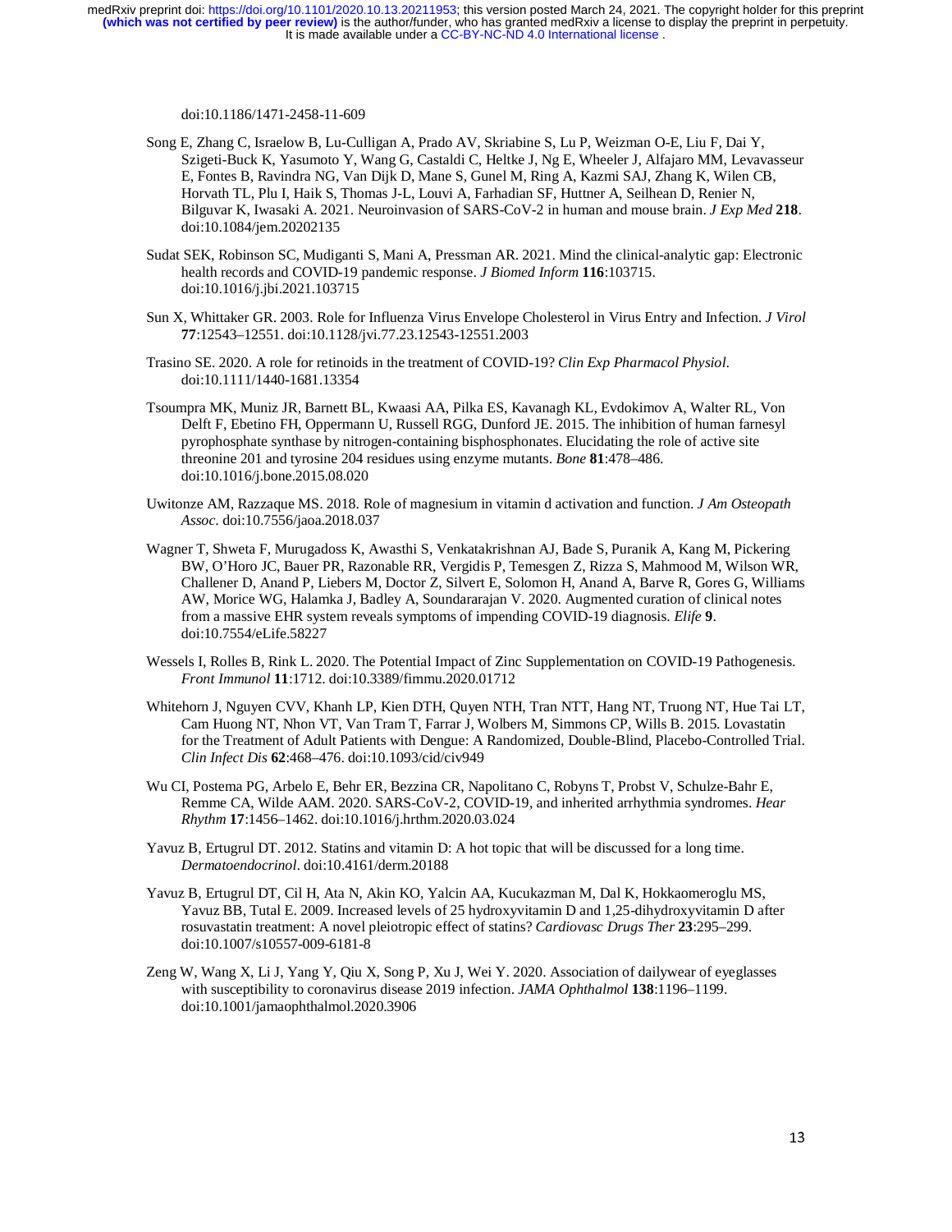doi:10.1186/1471-2458-11-609

Song E, Zhang C, Israelow B, Lu-Culligan A, Prado AV, Skriabine S, Lu P, Weizman O-E, Liu F, Dai Y, Szigeti-Buck K, Yasumoto Y, Wang G, Castaldi C, Heltke J, Ng E, Wheeler J, Alfajaro MM, Levavasseur E, Fontes B, Ravindra NG, Van Dijk D, Mane S, Gunel M, Ring A, Kazmi SAJ, Zhang K, Wilen CB, Horvath TL, Plu I, Haik S, Thomas J-L, Louvi A, Farhadian SF, Huttner A, Seilhean D, Renier N, Bilguvar K, Iwasaki A. 2021. Neuroinvasion of SARS-CoV-2 in human and mouse brain. *J Exp Med* **218**. doi:10.1084/jem.20202135

Sudat SEK, Robinson SC, Mudiganti S, Mani A, Pressman AR. 2021. Mind the clinical-analytic gap: Electronic health records and COVID-19 pandemic response. *J Biomed Inform* **116**:103715. doi:10.1016/j.jbi.2021.103715

Sun X, Whittaker GR. 2003. Role for Influenza Virus Envelope Cholesterol in Virus Entry and Infection. *J Virol* **77**:12543–12551. doi:10.1128/jvi.77.23.12543-12551.2003

Trasino SE. 2020. A role for retinoids in the treatment of COVID-19? *Clin Exp Pharmacol Physiol*. doi:10.1111/1440-1681.13354

Tsoumpra MK, Muniz JR, Barnett BL, Kwaasi AA, Pilka ES, Kavanagh KL, Evdokimov A, Walter RL, Von Delft F, Ebetino FH, Oppermann U, Russell RGG, Dunford JE. 2015. The inhibition of human farnesyl pyrophosphate synthase by nitrogen-containing bisphosphonates. Elucidating the role of active site threonine 201 and tyrosine 204 residues using enzyme mutants. *Bone* **81**:478–486. doi:10.1016/j.bone.2015.08.020

Uwitonze AM, Razzaque MS. 2018. Role of magnesium in vitamin d activation and function. *J Am Osteopath Assoc*. doi:10.7556/jaoa.2018.037

Wagner T, Shweta F, Murugadoss K, Awasthi S, Venkatakrishnan AJ, Bade S, Puranik A, Kang M, Pickering BW, O'Horo JC, Bauer PR, Razonable RR, Vergidis P, Temesgen Z, Rizza S, Mahmood M, Wilson WR, Challener D, Anand P, Liebers M, Doctor Z, Silvert E, Solomon H, Anand A, Barve R, Gores G, Williams AW, Morice WG, Halamka J, Badley A, Soundararajan V. 2020. Augmented curation of clinical notes from a massive EHR system reveals symptoms of impending COVID-19 diagnosis. *Elife* **9**. doi:10.7554/eLife.58227

Wessels I, Rolles B, Rink L. 2020. The Potential Impact of Zinc Supplementation on COVID-19 Pathogenesis. *Front Immunol* **11**:1712. doi:10.3389/fimmu.2020.01712

Whitehorn J, Nguyen CVV, Khanh LP, Kien DTH, Quyen NTH, Tran NTT, Hang NT, Truong NT, Hue Tai LT, Cam Huong NT, Nhon VT, Van Tram T, Farrar J, Wolbers M, Simmons CP, Wills B. 2015. Lovastatin for the Treatment of Adult Patients with Dengue: A Randomized, Double-Blind, Placebo-Controlled Trial. *Clin Infect Dis* **62**:468–476. doi:10.1093/cid/civ949

Wu CI, Postema PG, Arbelo E, Behr ER, Bezzina CR, Napolitano C, Robyns T, Probst V, Schulze-Bahr E, Remme CA, Wilde AAM. 2020. SARS-CoV-2, COVID-19, and inherited arrhythmia syndromes. *Hear Rhythm* **17**:1456–1462. doi:10.1016/j.hrthm.2020.03.024

Yavuz B, Ertugrul DT. 2012. Statins and vitamin D: A hot topic that will be discussed for a long time. *Dermatoendocrinol*. doi:10.4161/derm.20188

Yavuz B, Ertugrul DT, Cil H, Ata N, Akin KO, Yalcin AA, Kucukazman M, Dal K, Hokkaomeroglu MS, Yavuz BB, Tutal E. 2009. Increased levels of 25 hydroxyvitamin D and 1,25-dihydroxyvitamin D after rosuvastatin treatment: A novel pleiotropic effect of statins? *Cardiovasc Drugs Ther* **23**:295–299. doi:10.1007/s10557-009-6181-8

Zeng W, Wang X, Li J, Yang Y, Qiu X, Song P, Xu J, Wei Y. 2020. Association of dailywear of eyeglasses with susceptibility to coronavirus disease 2019 infection. *JAMA Ophthalmol* **138**:1196–1199. doi:10.1001/jamaophthalmol.2020.3906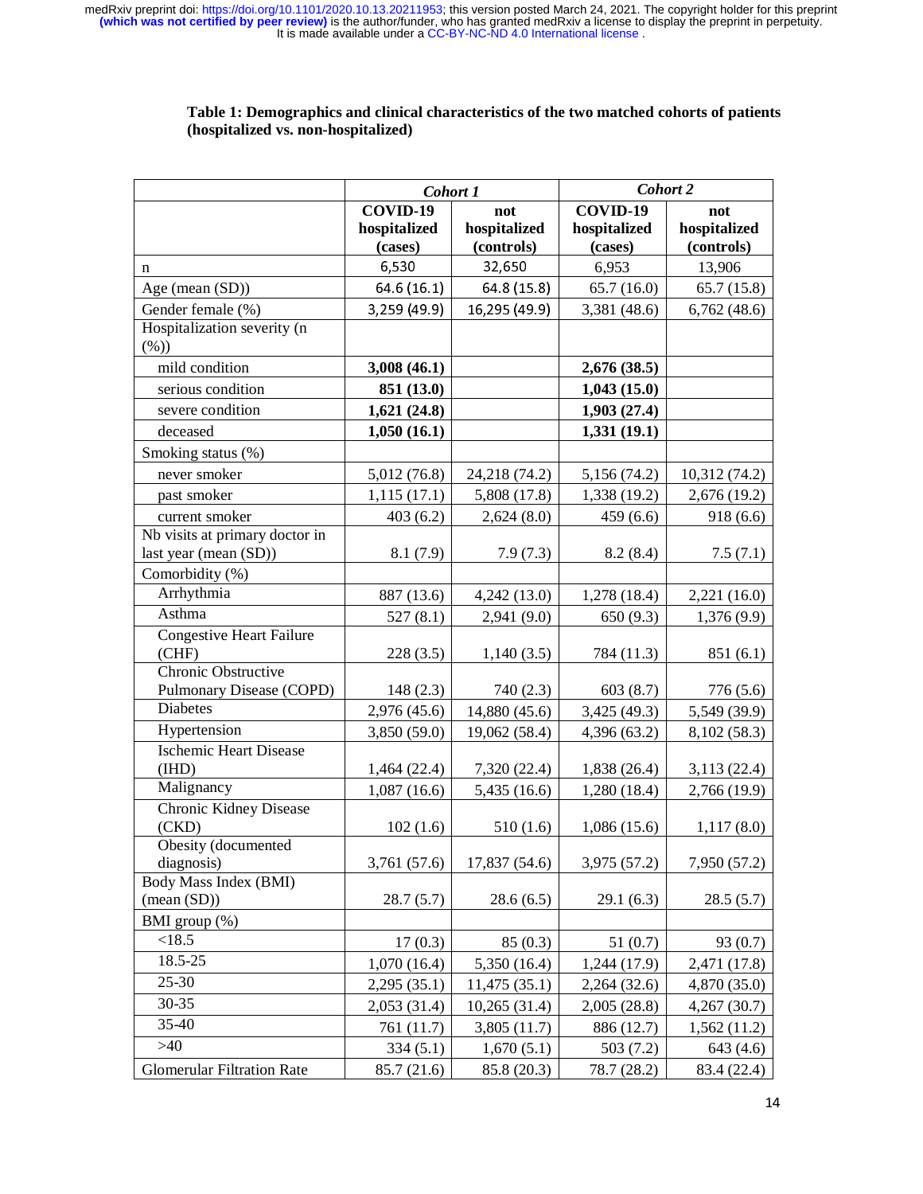**Table 1: Demographics and clinical characteristics of the two matched cohorts of patients (hospitalized vs. non-hospitalized)**

| | *Cohort 1* | | *Cohort 2* | |
|---|---|---|---|---|
| | **COVID-19 hospitalized (cases)** | **not hospitalized (controls)** | **COVID-19 hospitalized (cases)** | **not hospitalized (controls)** |
| n | 6,530 | 32,650 | 6,953 | 13,906 |
| Age (mean (SD)) | 64.6 (16.1) | 64.8 (15.8) | 65.7 (16.0) | 65.7 (15.8) |
| Gender female (%) | 3,259 (49.9) | 16,295 (49.9) | 3,381 (48.6) | 6,762 (48.6) |
| Hospitalization severity (n (%)) | | | | |
| mild condition | **3,008 (46.1)** | | **2,676 (38.5)** | |
| serious condition | **851 (13.0)** | | **1,043 (15.0)** | |
| severe condition | **1,621 (24.8)** | | **1,903 (27.4)** | |
| deceased | **1,050 (16.1)** | | **1,331 (19.1)** | |
| Smoking status (%) | | | | |
| never smoker | 5,012 (76.8) | 24,218 (74.2) | 5,156 (74.2) | 10,312 (74.2) |
| past smoker | 1,115 (17.1) | 5,808 (17.8) | 1,338 (19.2) | 2,676 (19.2) |
| current smoker | 403 (6.2) | 2,624 (8.0) | 459 (6.6) | 918 (6.6) |
| Nb visits at primary doctor in last year (mean (SD)) | 8.1 (7.9) | 7.9 (7.3) | 8.2 (8.4) | 7.5 (7.1) |
| Comorbidity (%) | | | | |
| Arrhythmia | 887 (13.6) | 4,242 (13.0) | 1,278 (18.4) | 2,221 (16.0) |
| Asthma | 527 (8.1) | 2,941 (9.0) | 650 (9.3) | 1,376 (9.9) |
| Congestive Heart Failure (CHF) | 228 (3.5) | 1,140 (3.5) | 784 (11.3) | 851 (6.1) |
| Chronic Obstructive Pulmonary Disease (COPD) | 148 (2.3) | 740 (2.3) | 603 (8.7) | 776 (5.6) |
| Diabetes | 2,976 (45.6) | 14,880 (45.6) | 3,425 (49.3) | 5,549 (39.9) |
| Hypertension | 3,850 (59.0) | 19,062 (58.4) | 4,396 (63.2) | 8,102 (58.3) |
| Ischemic Heart Disease (IHD) | 1,464 (22.4) | 7,320 (22.4) | 1,838 (26.4) | 3,113 (22.4) |
| Malignancy | 1,087 (16.6) | 5,435 (16.6) | 1,280 (18.4) | 2,766 (19.9) |
| Chronic Kidney Disease (CKD) | 102 (1.6) | 510 (1.6) | 1,086 (15.6) | 1,117 (8.0) |
| Obesity (documented diagnosis) | 3,761 (57.6) | 17,837 (54.6) | 3,975 (57.2) | 7,950 (57.2) |
| Body Mass Index (BMI) (mean (SD)) | 28.7 (5.7) | 28.6 (6.5) | 29.1 (6.3) | 28.5 (5.7) |
| BMI group (%) | | | | |
| <18.5 | 17 (0.3) | 85 (0.3) | 51 (0.7) | 93 (0.7) |
| 18.5-25 | 1,070 (16.4) | 5,350 (16.4) | 1,244 (17.9) | 2,471 (17.8) |
| 25-30 | 2,295 (35.1) | 11,475 (35.1) | 2,264 (32.6) | 4,870 (35.0) |
| 30-35 | 2,053 (31.4) | 10,265 (31.4) | 2,005 (28.8) | 4,267 (30.7) |
| 35-40 | 761 (11.7) | 3,805 (11.7) | 886 (12.7) | 1,562 (11.2) |
| >40 | 334 (5.1) | 1,670 (5.1) | 503 (7.2) | 643 (4.6) |
| Glomerular Filtration Rate | 85.7 (21.6) | 85.8 (20.3) | 78.7 (28.2) | 83.4 (22.4) |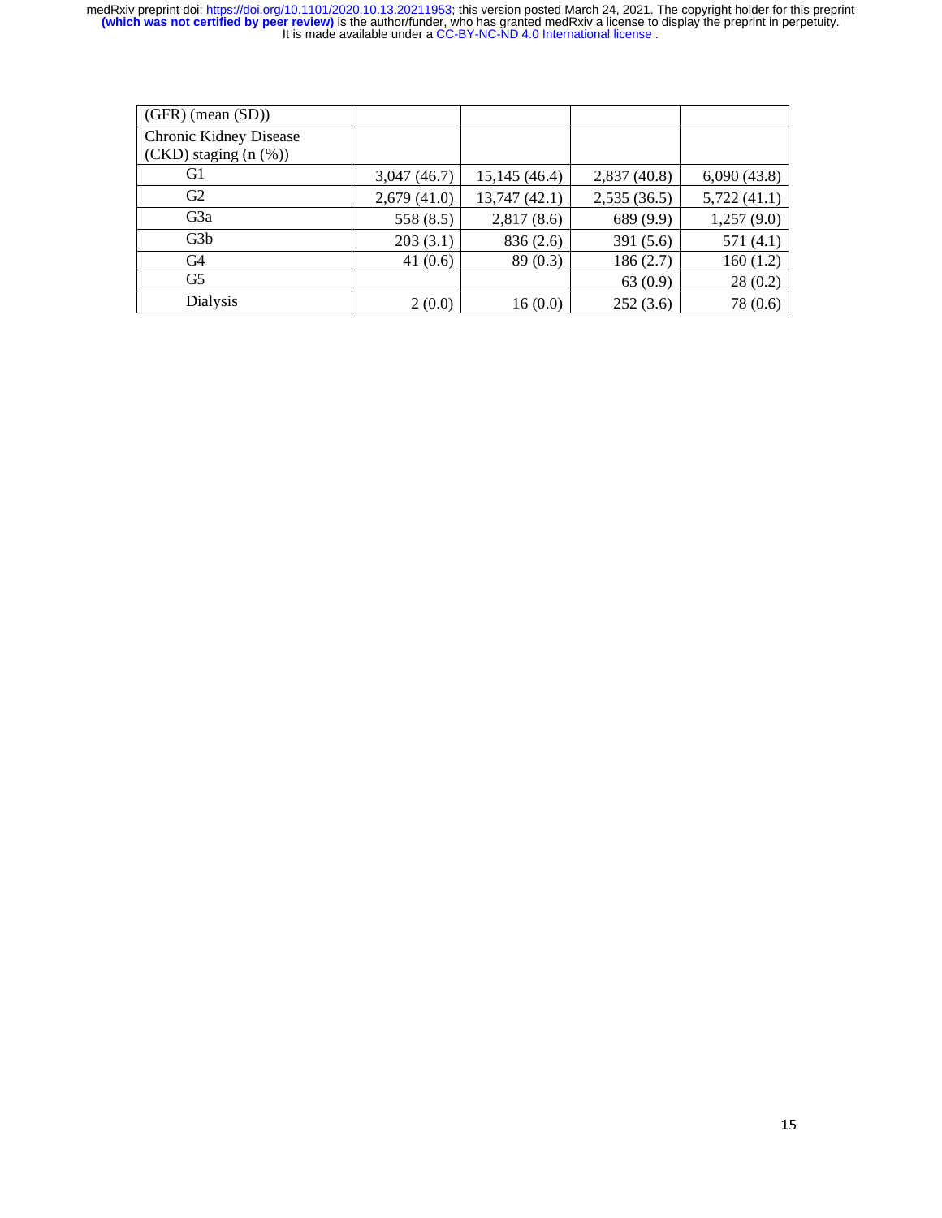| (GFR) (mean (SD)) | | | | |
|---|---|---|---|---|
| Chronic Kidney Disease (CKD) staging (n (%)) | | | | |
| G1 | 3,047 (46.7) | 15,145 (46.4) | 2,837 (40.8) | 6,090 (43.8) |
| G2 | 2,679 (41.0) | 13,747 (42.1) | 2,535 (36.5) | 5,722 (41.1) |
| G3a | 558 (8.5) | 2,817 (8.6) | 689 (9.9) | 1,257 (9.0) |
| G3b | 203 (3.1) | 836 (2.6) | 391 (5.6) | 571 (4.1) |
| G4 | 41 (0.6) | 89 (0.3) | 186 (2.7) | 160 (1.2) |
| G5 | | | 63 (0.9) | 28 (0.2) |
| Dialysis | 2 (0.0) | 16 (0.0) | 252 (3.6) | 78 (0.6) |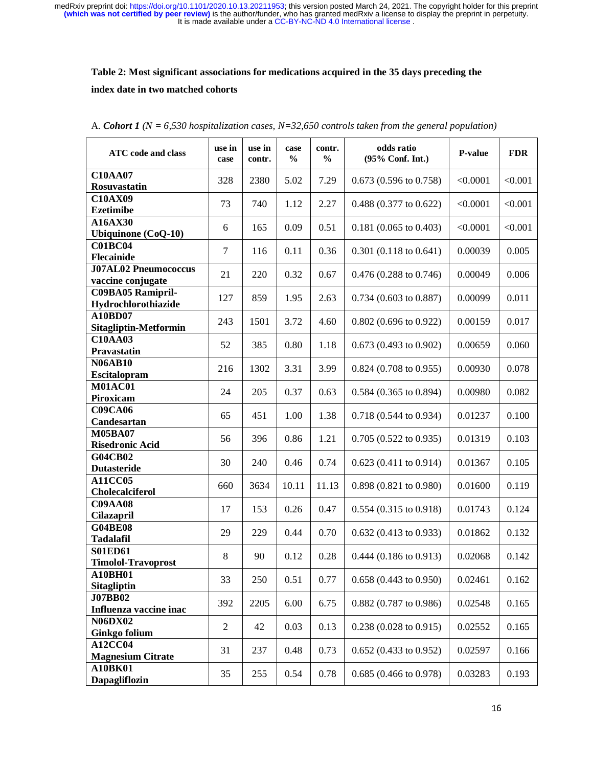**Table 2: Most significant associations for medications acquired in the 35 days preceding the index date in two matched cohorts**

A. ***Cohort 1*** *(N = 6,530 hospitalization cases, N=32,650 controls taken from the general population)*

| ATC code and class | use in case | use in contr. | case % | contr. % | odds ratio (95% Conf. Int.) | P-value | FDR |
|---|---|---|---|---|---|---|---|
| **C10AA07 Rosuvastatin** | 328 | 2380 | 5.02 | 7.29 | 0.673 (0.596 to 0.758) | <0.0001 | <0.001 |
| **C10AX09 Ezetimibe** | 73 | 740 | 1.12 | 2.27 | 0.488 (0.377 to 0.622) | <0.0001 | <0.001 |
| **A16AX30 Ubiquinone (CoQ-10)** | 6 | 165 | 0.09 | 0.51 | 0.181 (0.065 to 0.403) | <0.0001 | <0.001 |
| **C01BC04 Flecainide** | 7 | 116 | 0.11 | 0.36 | 0.301 (0.118 to 0.641) | 0.00039 | 0.005 |
| **J07AL02 Pneumococcus vaccine conjugate** | 21 | 220 | 0.32 | 0.67 | 0.476 (0.288 to 0.746) | 0.00049 | 0.006 |
| **C09BA05 Ramipril-Hydrochlorothiazide** | 127 | 859 | 1.95 | 2.63 | 0.734 (0.603 to 0.887) | 0.00099 | 0.011 |
| **A10BD07 Sitagliptin-Metformin** | 243 | 1501 | 3.72 | 4.60 | 0.802 (0.696 to 0.922) | 0.00159 | 0.017 |
| **C10AA03 Pravastatin** | 52 | 385 | 0.80 | 1.18 | 0.673 (0.493 to 0.902) | 0.00659 | 0.060 |
| **N06AB10 Escitalopram** | 216 | 1302 | 3.31 | 3.99 | 0.824 (0.708 to 0.955) | 0.00930 | 0.078 |
| **M01AC01 Piroxicam** | 24 | 205 | 0.37 | 0.63 | 0.584 (0.365 to 0.894) | 0.00980 | 0.082 |
| **C09CA06 Candesartan** | 65 | 451 | 1.00 | 1.38 | 0.718 (0.544 to 0.934) | 0.01237 | 0.100 |
| **M05BA07 Risedronic Acid** | 56 | 396 | 0.86 | 1.21 | 0.705 (0.522 to 0.935) | 0.01319 | 0.103 |
| **G04CB02 Dutasteride** | 30 | 240 | 0.46 | 0.74 | 0.623 (0.411 to 0.914) | 0.01367 | 0.105 |
| **A11CC05 Cholecalciferol** | 660 | 3634 | 10.11 | 11.13 | 0.898 (0.821 to 0.980) | 0.01600 | 0.119 |
| **C09AA08 Cilazapril** | 17 | 153 | 0.26 | 0.47 | 0.554 (0.315 to 0.918) | 0.01743 | 0.124 |
| **G04BE08 Tadalafil** | 29 | 229 | 0.44 | 0.70 | 0.632 (0.413 to 0.933) | 0.01862 | 0.132 |
| **S01ED61 Timolol-Travoprost** | 8 | 90 | 0.12 | 0.28 | 0.444 (0.186 to 0.913) | 0.02068 | 0.142 |
| **A10BH01 Sitagliptin** | 33 | 250 | 0.51 | 0.77 | 0.658 (0.443 to 0.950) | 0.02461 | 0.162 |
| **J07BB02 Influenza vaccine inac** | 392 | 2205 | 6.00 | 6.75 | 0.882 (0.787 to 0.986) | 0.02548 | 0.165 |
| **N06DX02 Ginkgo folium** | 2 | 42 | 0.03 | 0.13 | 0.238 (0.028 to 0.915) | 0.02552 | 0.165 |
| **A12CC04 Magnesium Citrate** | 31 | 237 | 0.48 | 0.73 | 0.652 (0.433 to 0.952) | 0.02597 | 0.166 |
| **A10BK01 Dapagliflozin** | 35 | 255 | 0.54 | 0.78 | 0.685 (0.466 to 0.978) | 0.03283 | 0.193 |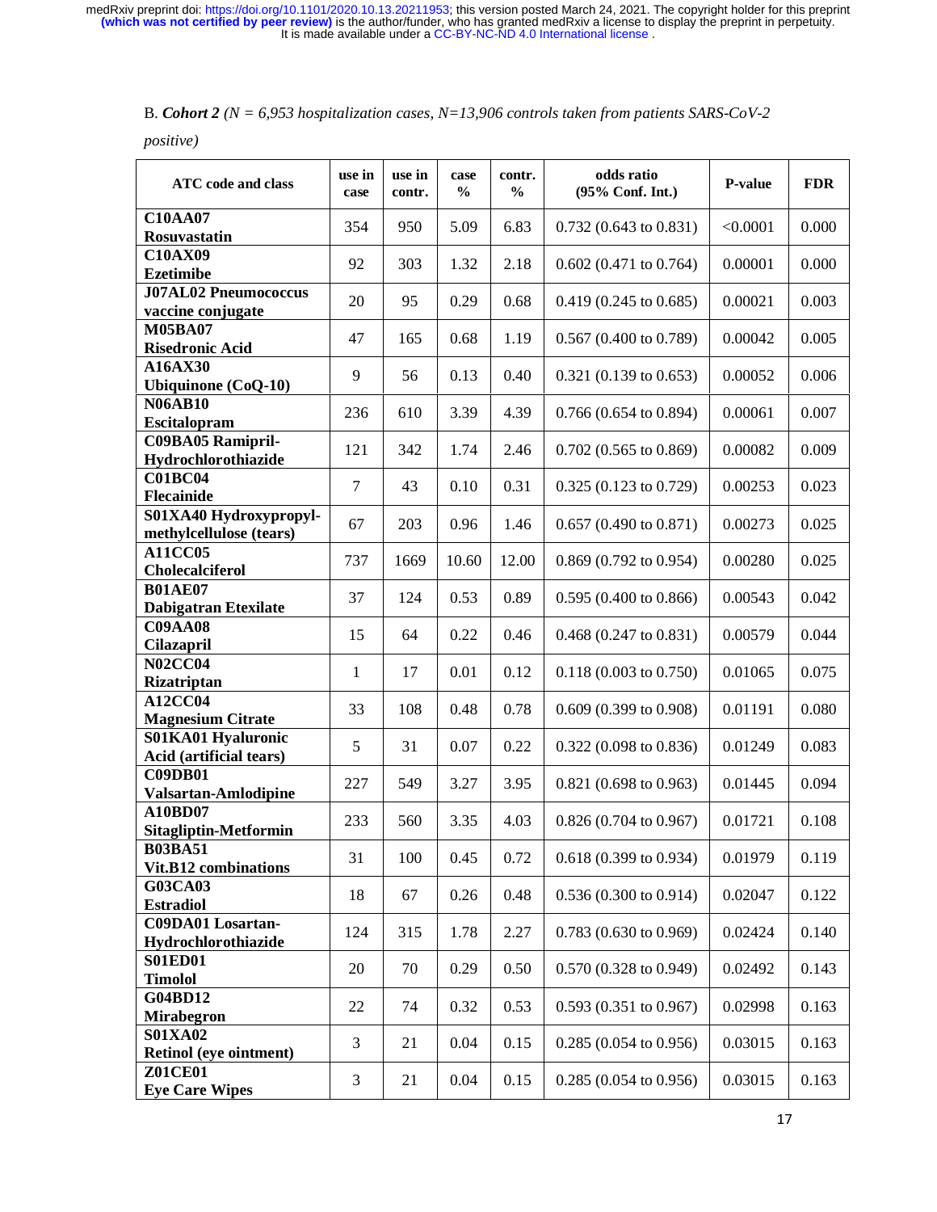B. ***Cohort 2*** *(N = 6,953 hospitalization cases, N=13,906 controls taken from patients SARS-CoV-2 positive)*

| ATC code and class | use in case | use in contr. | case % | contr. % | odds ratio (95% Conf. Int.) | P-value | FDR |
|---|---|---|---|---|---|---|---|
| **C10AA07 Rosuvastatin** | 354 | 950 | 5.09 | 6.83 | 0.732 (0.643 to 0.831) | <0.0001 | 0.000 |
| **C10AX09 Ezetimibe** | 92 | 303 | 1.32 | 2.18 | 0.602 (0.471 to 0.764) | 0.00001 | 0.000 |
| **J07AL02 Pneumococcus vaccine conjugate** | 20 | 95 | 0.29 | 0.68 | 0.419 (0.245 to 0.685) | 0.00021 | 0.003 |
| **M05BA07 Risedronic Acid** | 47 | 165 | 0.68 | 1.19 | 0.567 (0.400 to 0.789) | 0.00042 | 0.005 |
| **A16AX30 Ubiquinone (CoQ-10)** | 9 | 56 | 0.13 | 0.40 | 0.321 (0.139 to 0.653) | 0.00052 | 0.006 |
| **N06AB10 Escitalopram** | 236 | 610 | 3.39 | 4.39 | 0.766 (0.654 to 0.894) | 0.00061 | 0.007 |
| **C09BA05 Ramipril-Hydrochlorothiazide** | 121 | 342 | 1.74 | 2.46 | 0.702 (0.565 to 0.869) | 0.00082 | 0.009 |
| **C01BC04 Flecainide** | 7 | 43 | 0.10 | 0.31 | 0.325 (0.123 to 0.729) | 0.00253 | 0.023 |
| **S01XA40 Hydroxypropyl-methylcellulose (tears)** | 67 | 203 | 0.96 | 1.46 | 0.657 (0.490 to 0.871) | 0.00273 | 0.025 |
| **A11CC05 Cholecalciferol** | 737 | 1669 | 10.60 | 12.00 | 0.869 (0.792 to 0.954) | 0.00280 | 0.025 |
| **B01AE07 Dabigatran Etexilate** | 37 | 124 | 0.53 | 0.89 | 0.595 (0.400 to 0.866) | 0.00543 | 0.042 |
| **C09AA08 Cilazapril** | 15 | 64 | 0.22 | 0.46 | 0.468 (0.247 to 0.831) | 0.00579 | 0.044 |
| **N02CC04 Rizatriptan** | 1 | 17 | 0.01 | 0.12 | 0.118 (0.003 to 0.750) | 0.01065 | 0.075 |
| **A12CC04 Magnesium Citrate** | 33 | 108 | 0.48 | 0.78 | 0.609 (0.399 to 0.908) | 0.01191 | 0.080 |
| **S01KA01 Hyaluronic Acid (artificial tears)** | 5 | 31 | 0.07 | 0.22 | 0.322 (0.098 to 0.836) | 0.01249 | 0.083 |
| **C09DB01 Valsartan-Amlodipine** | 227 | 549 | 3.27 | 3.95 | 0.821 (0.698 to 0.963) | 0.01445 | 0.094 |
| **A10BD07 Sitagliptin-Metformin** | 233 | 560 | 3.35 | 4.03 | 0.826 (0.704 to 0.967) | 0.01721 | 0.108 |
| **B03BA51 Vit.B12 combinations** | 31 | 100 | 0.45 | 0.72 | 0.618 (0.399 to 0.934) | 0.01979 | 0.119 |
| **G03CA03 Estradiol** | 18 | 67 | 0.26 | 0.48 | 0.536 (0.300 to 0.914) | 0.02047 | 0.122 |
| **C09DA01 Losartan-Hydrochlorothiazide** | 124 | 315 | 1.78 | 2.27 | 0.783 (0.630 to 0.969) | 0.02424 | 0.140 |
| **S01ED01 Timolol** | 20 | 70 | 0.29 | 0.50 | 0.570 (0.328 to 0.949) | 0.02492 | 0.143 |
| **G04BD12 Mirabegron** | 22 | 74 | 0.32 | 0.53 | 0.593 (0.351 to 0.967) | 0.02998 | 0.163 |
| **S01XA02 Retinol (eye ointment)** | 3 | 21 | 0.04 | 0.15 | 0.285 (0.054 to 0.956) | 0.03015 | 0.163 |
| **Z01CE01 Eye Care Wipes** | 3 | 21 | 0.04 | 0.15 | 0.285 (0.054 to 0.956) | 0.03015 | 0.163 |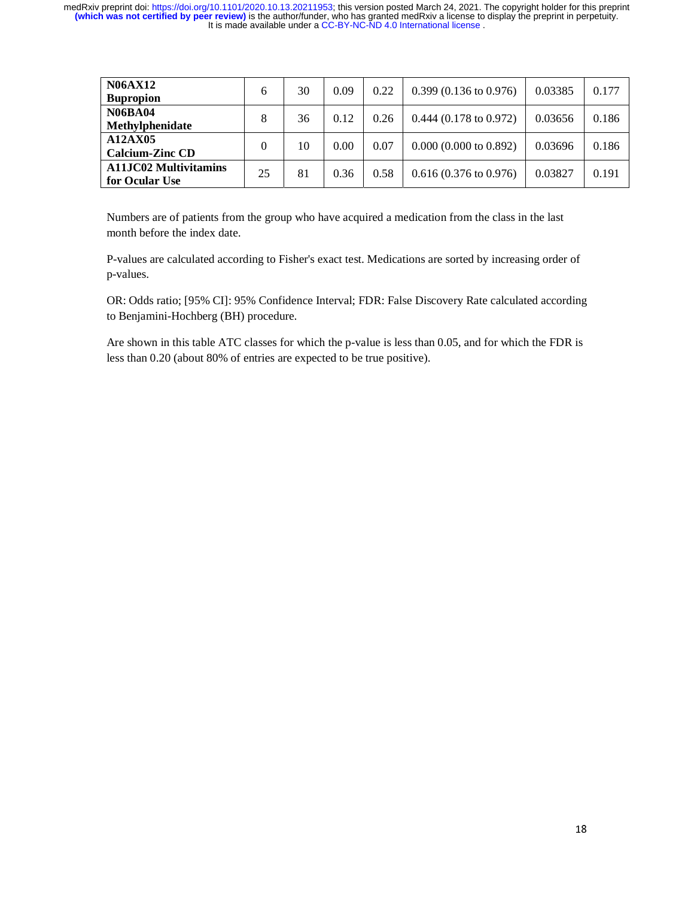| | | | | | | | |
|---|---|---|---|---|---|---|---|
| **N06AX12 Bupropion** | 6 | 30 | 0.09 | 0.22 | 0.399 (0.136 to 0.976) | 0.03385 | 0.177 |
| **N06BA04 Methylphenidate** | 8 | 36 | 0.12 | 0.26 | 0.444 (0.178 to 0.972) | 0.03656 | 0.186 |
| **A12AX05 Calcium-Zinc CD** | 0 | 10 | 0.00 | 0.07 | 0.000 (0.000 to 0.892) | 0.03696 | 0.186 |
| **A11JC02 Multivitamins for Ocular Use** | 25 | 81 | 0.36 | 0.58 | 0.616 (0.376 to 0.976) | 0.03827 | 0.191 |

Numbers are of patients from the group who have acquired a medication from the class in the last month before the index date.

P-values are calculated according to Fisher's exact test. Medications are sorted by increasing order of p-values.

OR: Odds ratio; [95% CI]: 95% Confidence Interval; FDR: False Discovery Rate calculated according to Benjamini-Hochberg (BH) procedure.

Are shown in this table ATC classes for which the p-value is less than 0.05, and for which the FDR is less than 0.20 (about 80% of entries are expected to be true positive).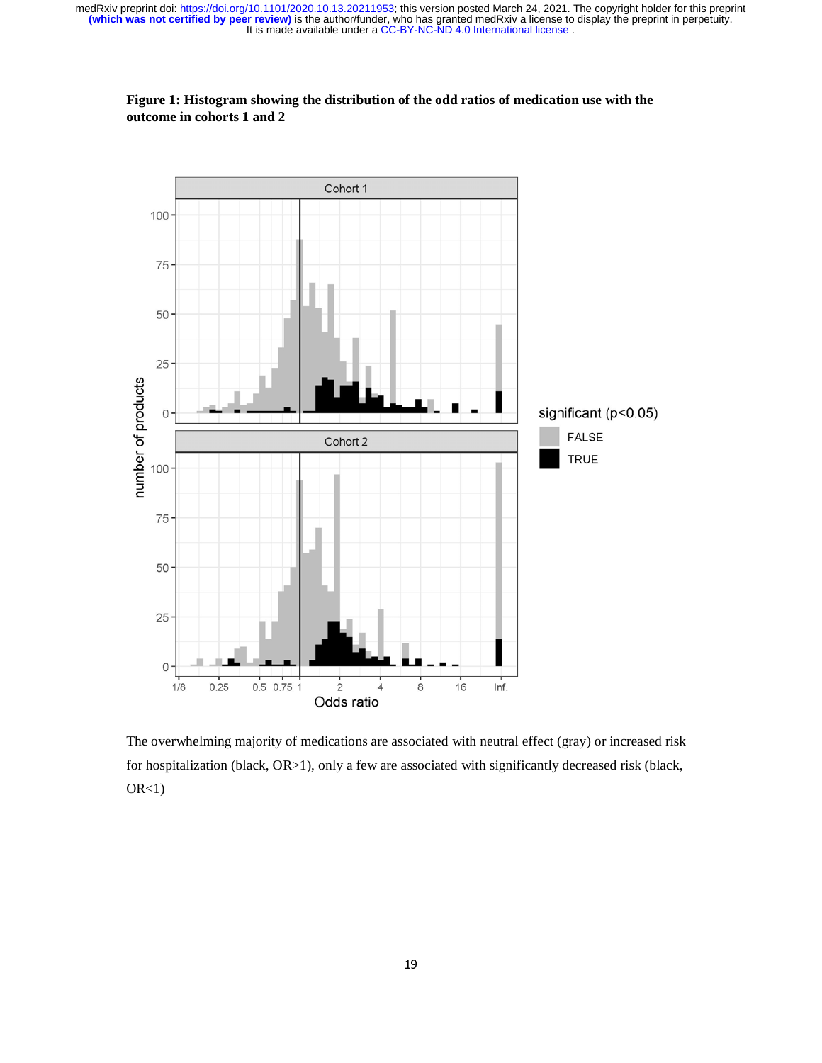**Figure 1: Histogram showing the distribution of the odd ratios of medication use with the outcome in cohorts 1 and 2**

The overwhelming majority of medications are associated with neutral effect (gray) or increased risk for hospitalization (black, OR>1), only a few are associated with significantly decreased risk (black, OR<1)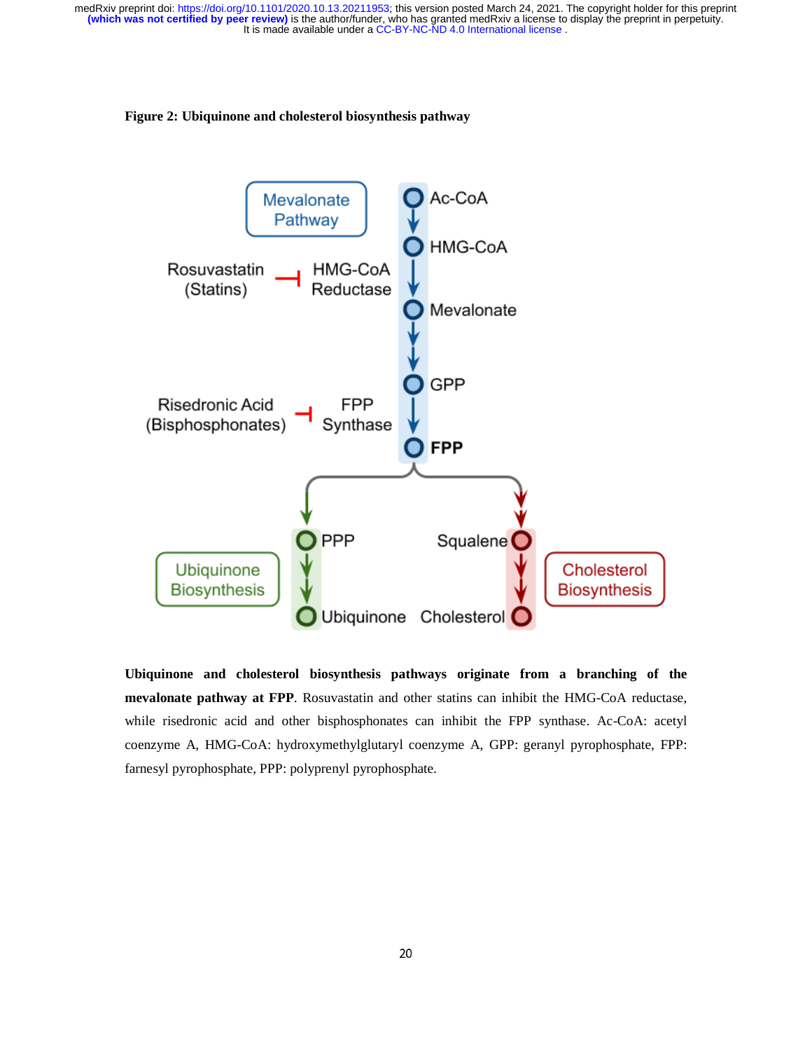**Figure 2: Ubiquinone and cholesterol biosynthesis pathway**

Mevalonate Pathway

Ac-CoA

HMG-CoA

Rosuvastatin (Statins)

HMG-CoA Reductase

Mevalonate

GPP

Risedronic Acid (Bisphosphonates)

FPP Synthase

FPP

PPP

Squalene

Ubiquinone Biosynthesis

Cholesterol Biosynthesis

Ubiquinone

Cholesterol

**Ubiquinone and cholesterol biosynthesis pathways originate from a branching of the mevalonate pathway at FPP**. Rosuvastatin and other statins can inhibit the HMG-CoA reductase, while risedronic acid and other bisphosphonates can inhibit the FPP synthase. Ac-CoA: acetyl coenzyme A, HMG-CoA: hydroxymethylglutaryl coenzyme A, GPP: geranyl pyrophosphate, FPP: farnesyl pyrophosphate, PPP: polyprenyl pyrophosphate.